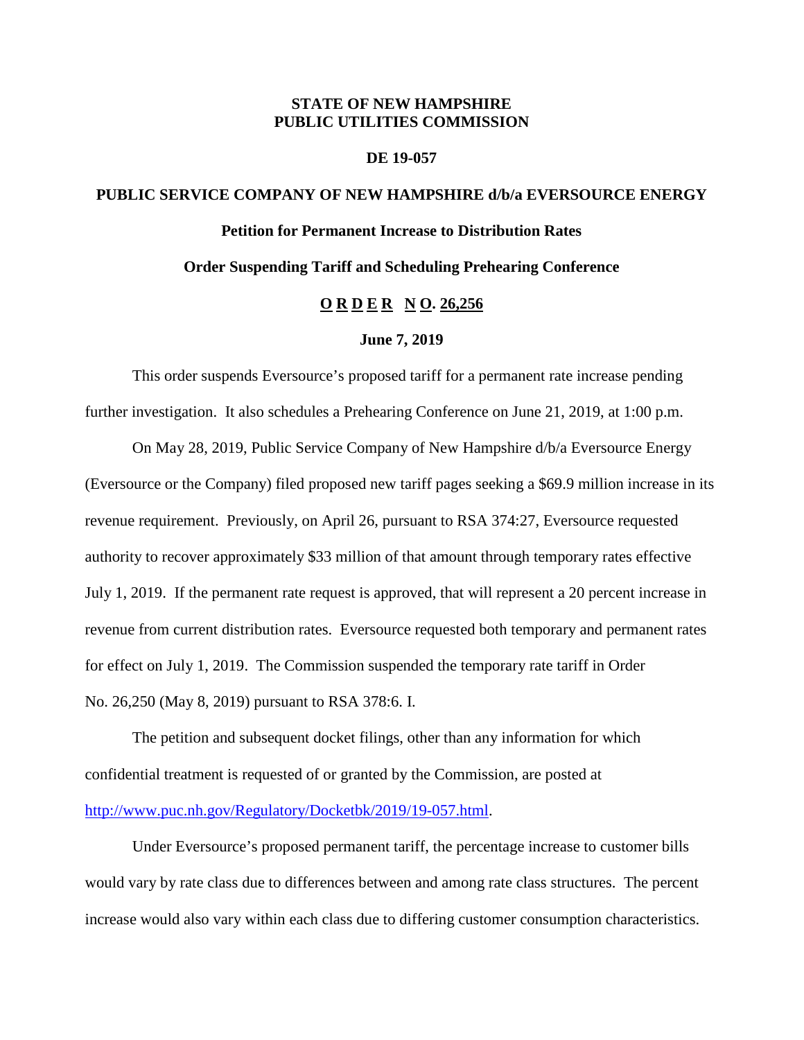**STATE OF NEW HAMPSHIRE**
**PUBLIC UTILITIES COMMISSION**

**DE 19-057**

**PUBLIC SERVICE COMPANY OF NEW HAMPSHIRE d/b/a EVERSOURCE ENERGY**

**Petition for Permanent Increase to Distribution Rates**

**Order Suspending Tariff and Scheduling Prehearing Conference**

**O R D E R N O. 26,256**

**June 7, 2019**

This order suspends Eversource's proposed tariff for a permanent rate increase pending further investigation. It also schedules a Prehearing Conference on June 21, 2019, at 1:00 p.m.

On May 28, 2019, Public Service Company of New Hampshire d/b/a Eversource Energy (Eversource or the Company) filed proposed new tariff pages seeking a $69.9 million increase in its revenue requirement. Previously, on April 26, pursuant to RSA 374:27, Eversource requested authority to recover approximately $33 million of that amount through temporary rates effective July 1, 2019. If the permanent rate request is approved, that will represent a 20 percent increase in revenue from current distribution rates. Eversource requested both temporary and permanent rates for effect on July 1, 2019. The Commission suspended the temporary rate tariff in Order No. 26,250 (May 8, 2019) pursuant to RSA 378:6. I.

The petition and subsequent docket filings, other than any information for which confidential treatment is requested of or granted by the Commission, are posted at http://www.puc.nh.gov/Regulatory/Docketbk/2019/19-057.html.

Under Eversource's proposed permanent tariff, the percentage increase to customer bills would vary by rate class due to differences between and among rate class structures. The percent increase would also vary within each class due to differing customer consumption characteristics.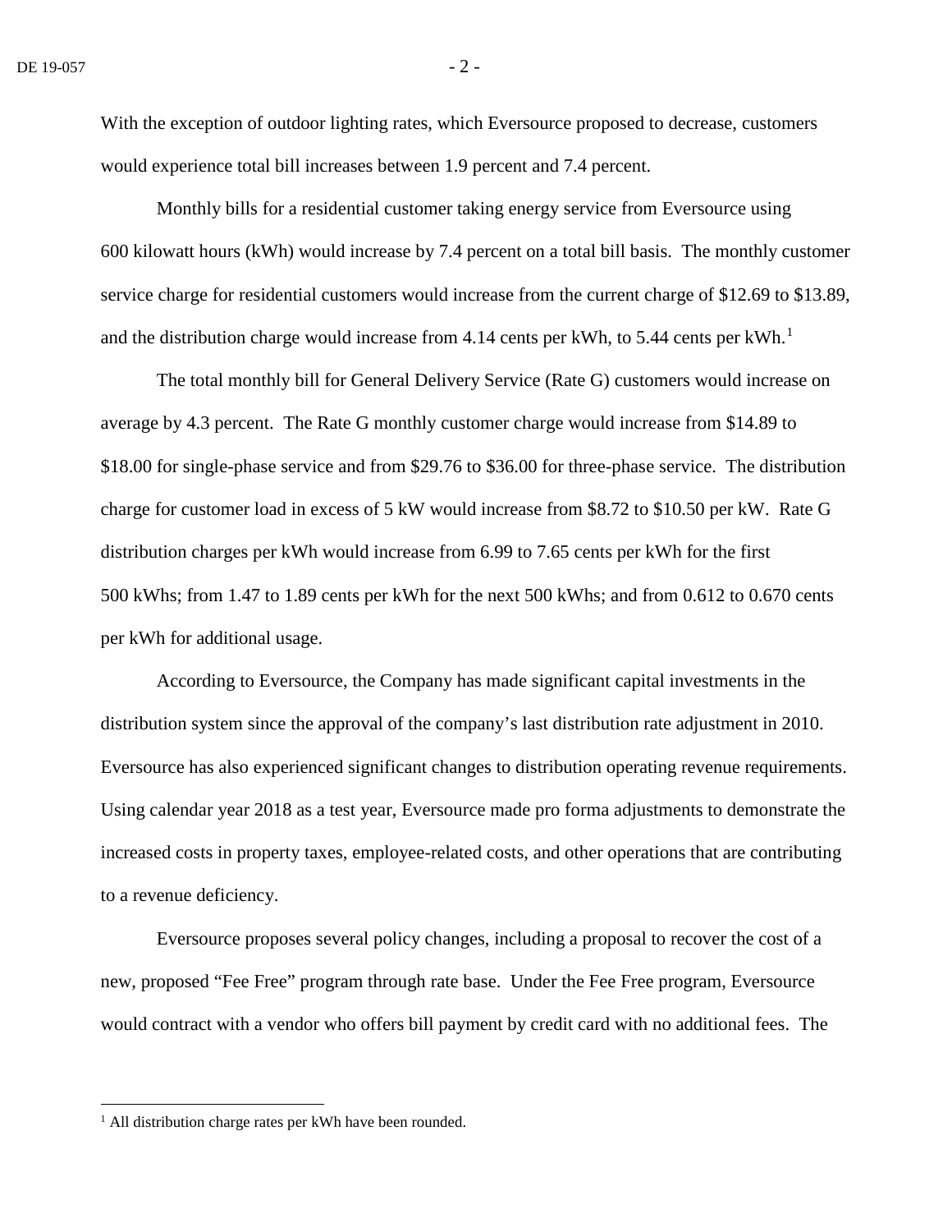With the exception of outdoor lighting rates, which Eversource proposed to decrease, customers would experience total bill increases between 1.9 percent and 7.4 percent.

Monthly bills for a residential customer taking energy service from Eversource using 600 kilowatt hours (kWh) would increase by 7.4 percent on a total bill basis. The monthly customer service charge for residential customers would increase from the current charge of $12.69 to $13.89, and the distribution charge would increase from 4.14 cents per kWh, to 5.44 cents per kWh.[1]

The total monthly bill for General Delivery Service (Rate G) customers would increase on average by 4.3 percent. The Rate G monthly customer charge would increase from $14.89 to $18.00 for single-phase service and from $29.76 to $36.00 for three-phase service. The distribution charge for customer load in excess of 5 kW would increase from $8.72 to $10.50 per kW. Rate G distribution charges per kWh would increase from 6.99 to 7.65 cents per kWh for the first 500 kWhs; from 1.47 to 1.89 cents per kWh for the next 500 kWhs; and from 0.612 to 0.670 cents per kWh for additional usage.

According to Eversource, the Company has made significant capital investments in the distribution system since the approval of the company's last distribution rate adjustment in 2010. Eversource has also experienced significant changes to distribution operating revenue requirements. Using calendar year 2018 as a test year, Eversource made pro forma adjustments to demonstrate the increased costs in property taxes, employee-related costs, and other operations that are contributing to a revenue deficiency.

Eversource proposes several policy changes, including a proposal to recover the cost of a new, proposed "Fee Free" program through rate base. Under the Fee Free program, Eversource would contract with a vendor who offers bill payment by credit card with no additional fees. The

---

[1] All distribution charge rates per kWh have been rounded.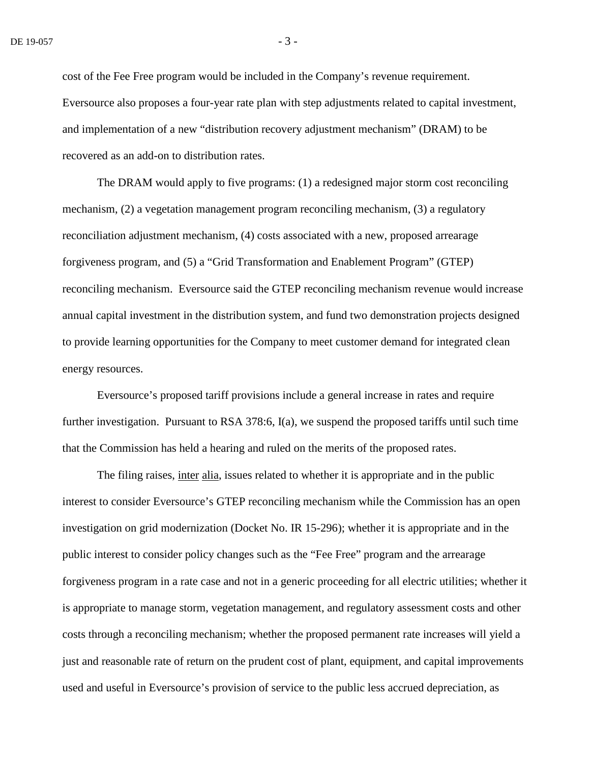cost of the Fee Free program would be included in the Company's revenue requirement. Eversource also proposes a four-year rate plan with step adjustments related to capital investment, and implementation of a new "distribution recovery adjustment mechanism" (DRAM) to be recovered as an add-on to distribution rates.

The DRAM would apply to five programs: (1) a redesigned major storm cost reconciling mechanism, (2) a vegetation management program reconciling mechanism, (3) a regulatory reconciliation adjustment mechanism, (4) costs associated with a new, proposed arrearage forgiveness program, and (5) a "Grid Transformation and Enablement Program" (GTEP) reconciling mechanism. Eversource said the GTEP reconciling mechanism revenue would increase annual capital investment in the distribution system, and fund two demonstration projects designed to provide learning opportunities for the Company to meet customer demand for integrated clean energy resources.

Eversource's proposed tariff provisions include a general increase in rates and require further investigation. Pursuant to RSA 378:6, I(a), we suspend the proposed tariffs until such time that the Commission has held a hearing and ruled on the merits of the proposed rates.

The filing raises, inter alia, issues related to whether it is appropriate and in the public interest to consider Eversource's GTEP reconciling mechanism while the Commission has an open investigation on grid modernization (Docket No. IR 15-296); whether it is appropriate and in the public interest to consider policy changes such as the "Fee Free" program and the arrearage forgiveness program in a rate case and not in a generic proceeding for all electric utilities; whether it is appropriate to manage storm, vegetation management, and regulatory assessment costs and other costs through a reconciling mechanism; whether the proposed permanent rate increases will yield a just and reasonable rate of return on the prudent cost of plant, equipment, and capital improvements used and useful in Eversource's provision of service to the public less accrued depreciation, as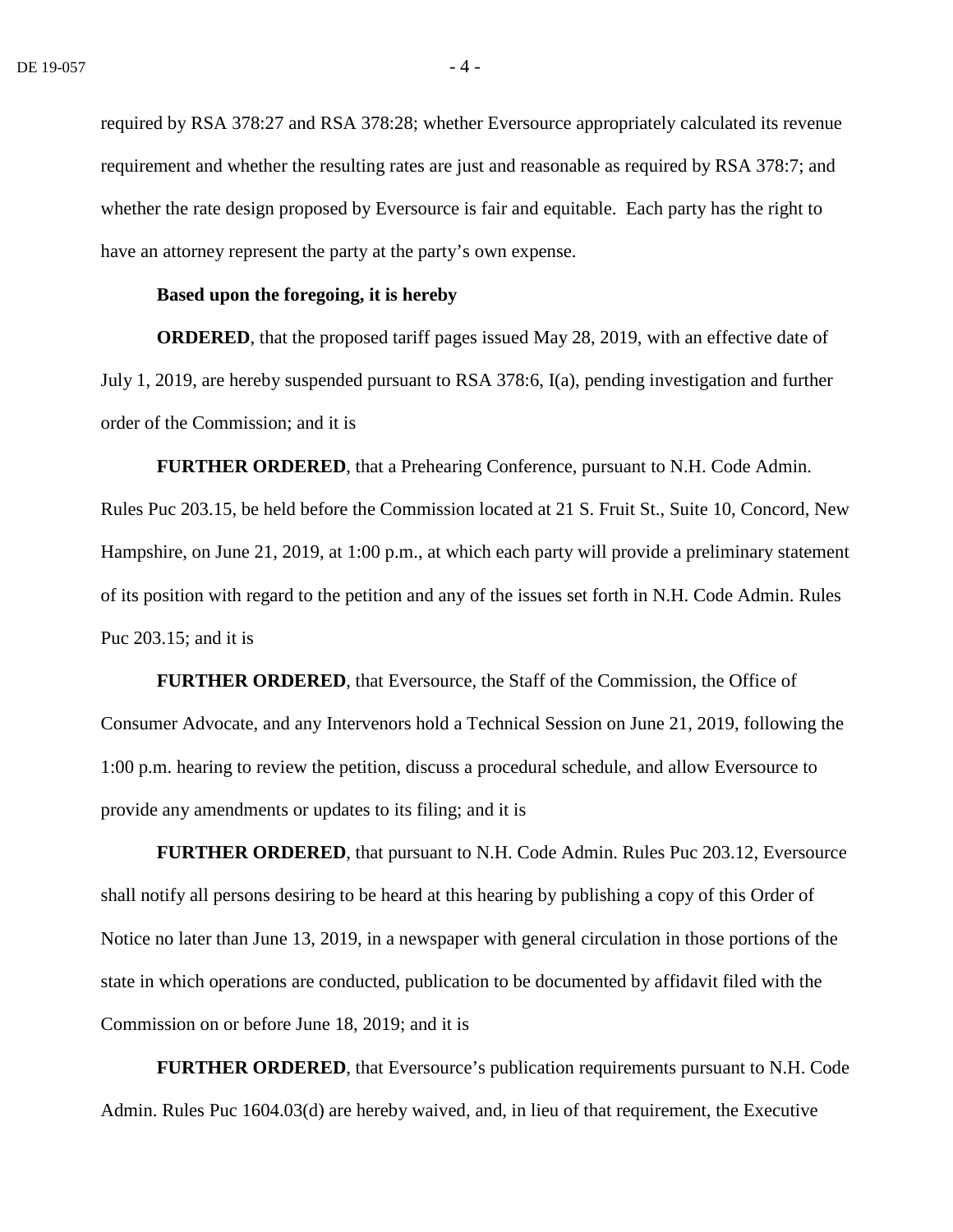required by RSA 378:27 and RSA 378:28; whether Eversource appropriately calculated its revenue requirement and whether the resulting rates are just and reasonable as required by RSA 378:7; and whether the rate design proposed by Eversource is fair and equitable. Each party has the right to have an attorney represent the party at the party's own expense.

**Based upon the foregoing, it is hereby**

**ORDERED**, that the proposed tariff pages issued May 28, 2019, with an effective date of July 1, 2019, are hereby suspended pursuant to RSA 378:6, I(a), pending investigation and further order of the Commission; and it is

**FURTHER ORDERED**, that a Prehearing Conference, pursuant to N.H. Code Admin. Rules Puc 203.15, be held before the Commission located at 21 S. Fruit St., Suite 10, Concord, New Hampshire, on June 21, 2019, at 1:00 p.m., at which each party will provide a preliminary statement of its position with regard to the petition and any of the issues set forth in N.H. Code Admin. Rules Puc 203.15; and it is

**FURTHER ORDERED**, that Eversource, the Staff of the Commission, the Office of Consumer Advocate, and any Intervenors hold a Technical Session on June 21, 2019, following the 1:00 p.m. hearing to review the petition, discuss a procedural schedule, and allow Eversource to provide any amendments or updates to its filing; and it is

**FURTHER ORDERED**, that pursuant to N.H. Code Admin. Rules Puc 203.12, Eversource shall notify all persons desiring to be heard at this hearing by publishing a copy of this Order of Notice no later than June 13, 2019, in a newspaper with general circulation in those portions of the state in which operations are conducted, publication to be documented by affidavit filed with the Commission on or before June 18, 2019; and it is

**FURTHER ORDERED**, that Eversource's publication requirements pursuant to N.H. Code Admin. Rules Puc 1604.03(d) are hereby waived, and, in lieu of that requirement, the Executive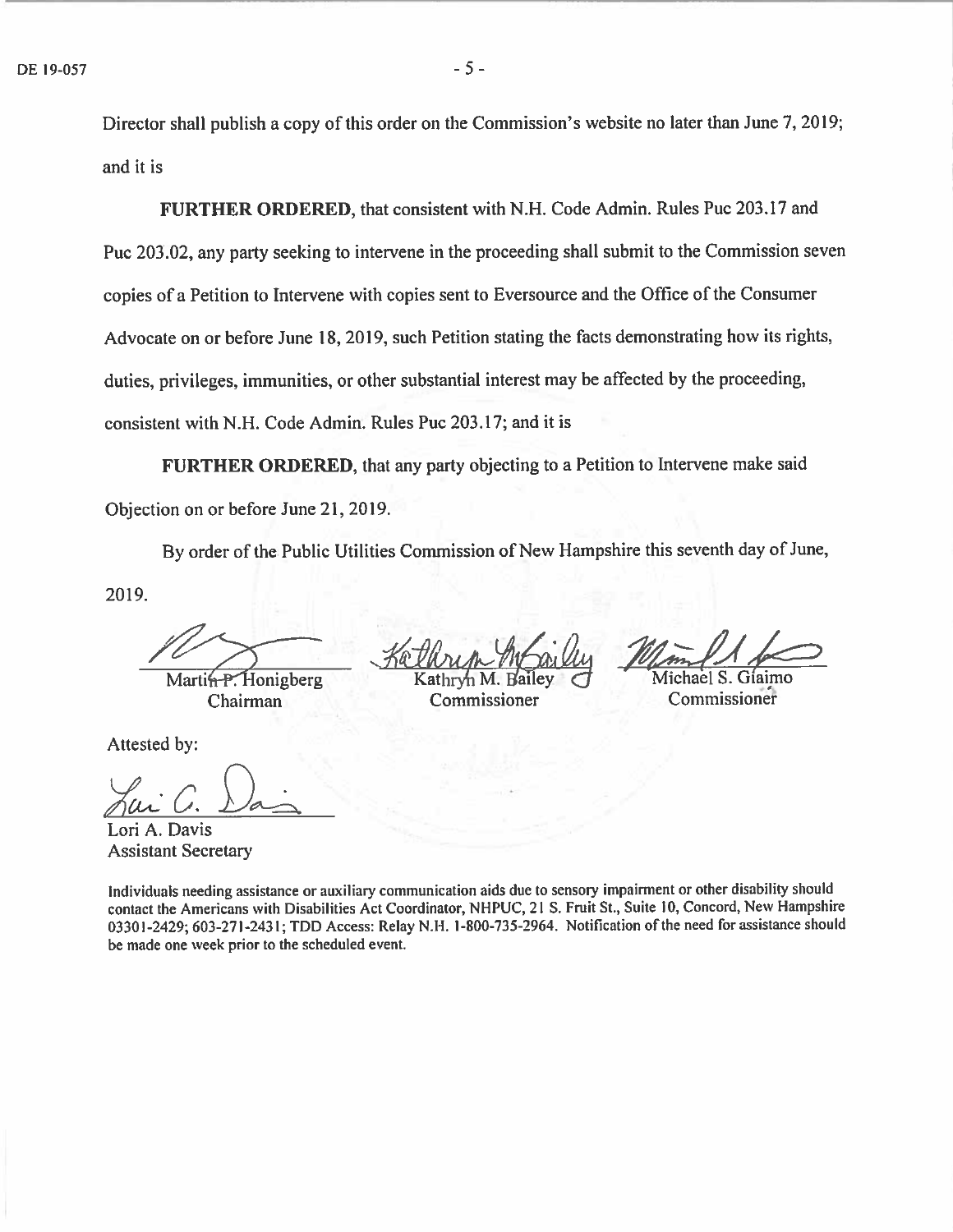Director shall publish a copy of this order on the Commission's website no later than June 7, 2019; and it is

**FURTHER ORDERED**, that consistent with N.H. Code Admin. Rules Puc 203.17 and Puc 203.02, any party seeking to intervene in the proceeding shall submit to the Commission seven copies of a Petition to Intervene with copies sent to Eversource and the Office of the Consumer Advocate on or before June 18, 2019, such Petition stating the facts demonstrating how its rights, duties, privileges, immunities, or other substantial interest may be affected by the proceeding, consistent with N.H. Code Admin. Rules Puc 203.17; and it is

**FURTHER ORDERED**, that any party objecting to a Petition to Intervene make said Objection on or before June 21, 2019.

By order of the Public Utilities Commission of New Hampshire this seventh day of June, 2019.

| Martin P. Honigberg | Kathryn M. Bailey | Michael S. Giaimo |
|---|---|---|
| Chairman | Commissioner | Commissioner |

Attested by:

Lori A. Davis
Assistant Secretary

Individuals needing assistance or auxiliary communication aids due to sensory impairment or other disability should contact the Americans with Disabilities Act Coordinator, NHPUC, 21 S. Fruit St., Suite 10, Concord, New Hampshire 03301-2429; 603-271-2431; TDD Access: Relay N.H. 1-800-735-2964. Notification of the need for assistance should be made one week prior to the scheduled event.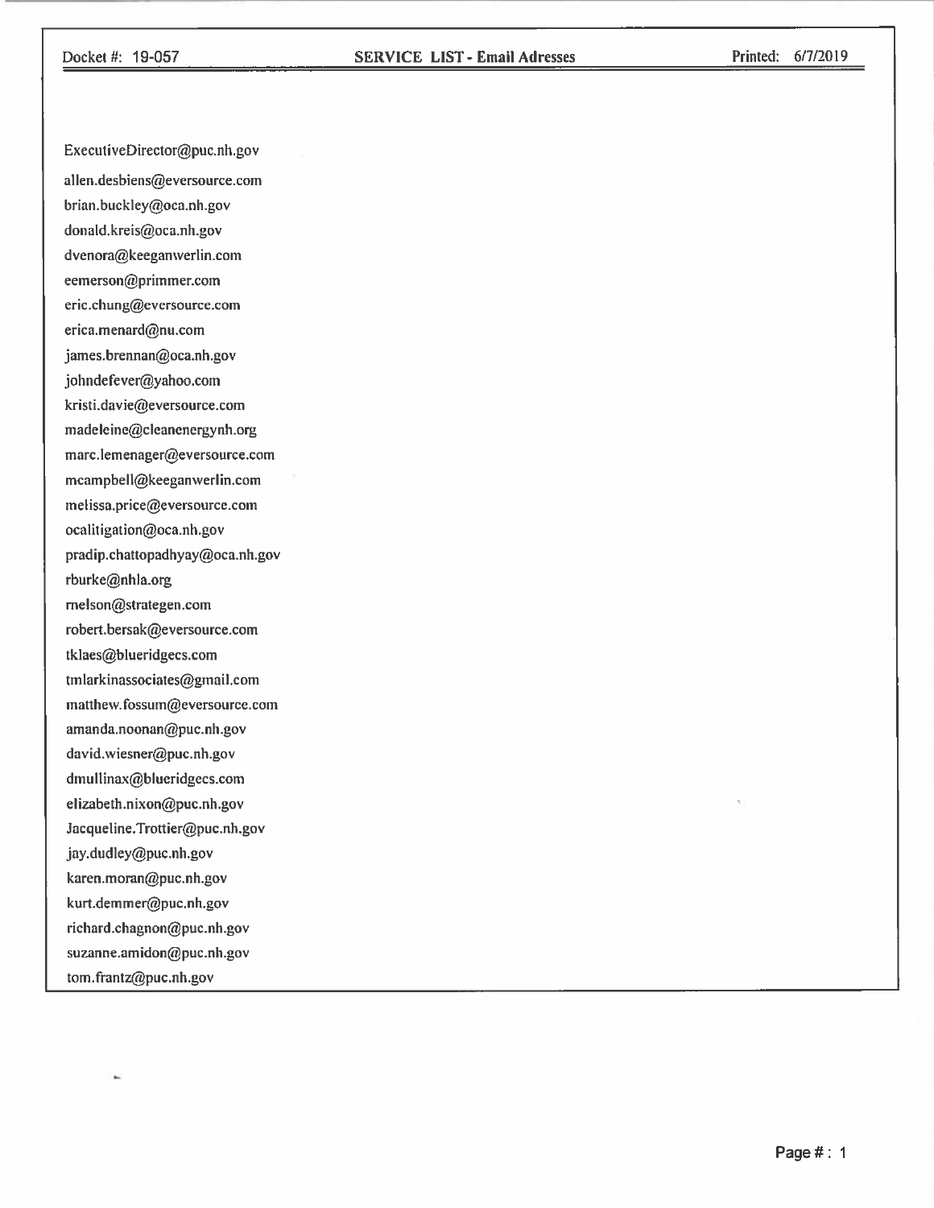Docket #: 19-057 **SERVICE LIST - Email Adresses** Printed: 6/7/2019

ExecutiveDirector@puc.nh.gov
allen.desbiens@eversource.com
brian.buckley@oca.nh.gov
donald.kreis@oca.nh.gov
dvenora@keeganwerlin.com
eemerson@primmer.com
eric.chung@eversource.com
erica.menard@nu.com
james.brennan@oca.nh.gov
johndefever@yahoo.com
kristi.davie@eversource.com
madeleine@cleanenergynh.org
marc.lemenager@eversource.com
mcampbell@keeganwerlin.com
melissa.price@eversource.com
ocalitigation@oca.nh.gov
pradip.chattopadhyay@oca.nh.gov
rburke@nhla.org
rnelson@strategen.com
robert.bersak@eversource.com
tklaes@blueridgecs.com
tmlarkinassociates@gmail.com
matthew.fossum@eversource.com
amanda.noonan@puc.nh.gov
david.wiesner@puc.nh.gov
dmullinax@blueridgecs.com
elizabeth.nixon@puc.nh.gov
Jacqueline.Trottier@puc.nh.gov
jay.dudley@puc.nh.gov
karen.moran@puc.nh.gov
kurt.demmer@puc.nh.gov
richard.chagnon@puc.nh.gov
suzanne.amidon@puc.nh.gov
tom.frantz@puc.nh.gov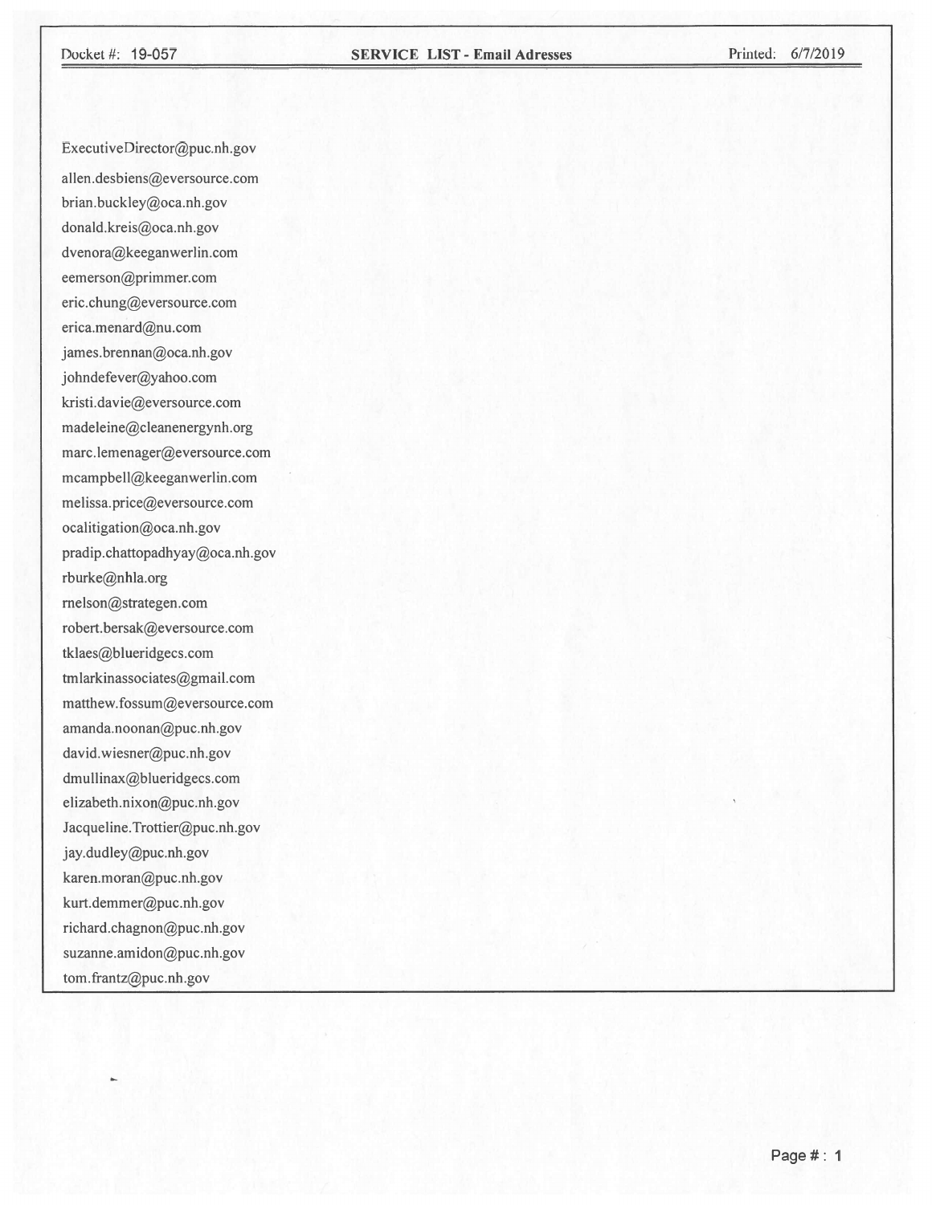Docket #: 19-057

**SERVICE LIST - Email Adresses**

Printed: 6/7/2019

ExecutiveDirector@puc.nh.gov
allen.desbiens@eversource.com
brian.buckley@oca.nh.gov
donald.kreis@oca.nh.gov
dvenora@keeganwerlin.com
eemerson@primmer.com
eric.chung@eversource.com
erica.menard@nu.com
james.brennan@oca.nh.gov
johndefever@yahoo.com
kristi.davie@eversource.com
madeleine@cleanenergynh.org
marc.lemenager@eversource.com
mcampbell@keeganwerlin.com
melissa.price@eversource.com
ocalitigation@oca.nh.gov
pradip.chattopadhyay@oca.nh.gov
rburke@nhla.org
rnelson@strategen.com
robert.bersak@eversource.com
tklaes@blueridgecs.com
tmlarkinassociates@gmail.com
matthew.fossum@eversource.com
amanda.noonan@puc.nh.gov
david.wiesner@puc.nh.gov
dmullinax@blueridgecs.com
elizabeth.nixon@puc.nh.gov
Jacqueline.Trottier@puc.nh.gov
jay.dudley@puc.nh.gov
karen.moran@puc.nh.gov
kurt.demmer@puc.nh.gov
richard.chagnon@puc.nh.gov
suzanne.amidon@puc.nh.gov
tom.frantz@puc.nh.gov